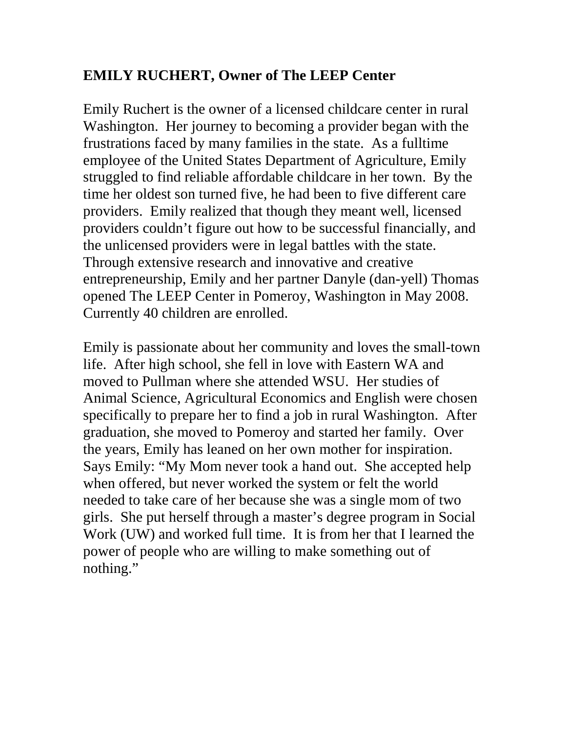**EMILY RUCHERT, Owner of The LEEP Center**

Emily Ruchert is the owner of a licensed childcare center in rural Washington. Her journey to becoming a provider began with the frustrations faced by many families in the state. As a fulltime employee of the United States Department of Agriculture, Emily struggled to find reliable affordable childcare in her town. By the time her oldest son turned five, he had been to five different care providers. Emily realized that though they meant well, licensed providers couldn't figure out how to be successful financially, and the unlicensed providers were in legal battles with the state. Through extensive research and innovative and creative entrepreneurship, Emily and her partner Danyle (dan-yell) Thomas opened The LEEP Center in Pomeroy, Washington in May 2008. Currently 40 children are enrolled.

Emily is passionate about her community and loves the small-town life. After high school, she fell in love with Eastern WA and moved to Pullman where she attended WSU. Her studies of Animal Science, Agricultural Economics and English were chosen specifically to prepare her to find a job in rural Washington. After graduation, she moved to Pomeroy and started her family. Over the years, Emily has leaned on her own mother for inspiration. Says Emily: "My Mom never took a hand out. She accepted help when offered, but never worked the system or felt the world needed to take care of her because she was a single mom of two girls. She put herself through a master's degree program in Social Work (UW) and worked full time. It is from her that I learned the power of people who are willing to make something out of nothing."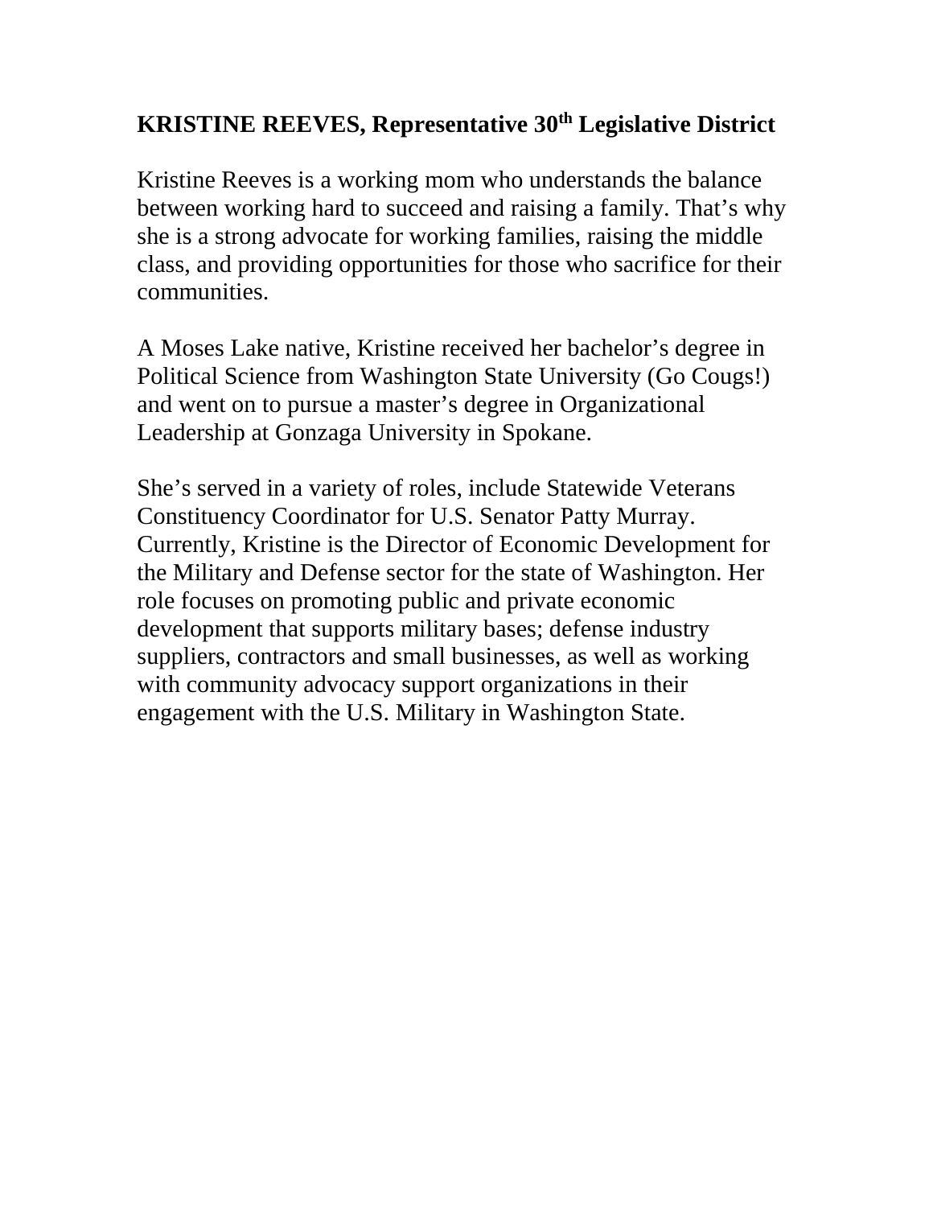**KRISTINE REEVES, Representative 30th Legislative District**

Kristine Reeves is a working mom who understands the balance between working hard to succeed and raising a family. That's why she is a strong advocate for working families, raising the middle class, and providing opportunities for those who sacrifice for their communities.

A Moses Lake native, Kristine received her bachelor's degree in Political Science from Washington State University (Go Cougs!) and went on to pursue a master's degree in Organizational Leadership at Gonzaga University in Spokane.

She's served in a variety of roles, include Statewide Veterans Constituency Coordinator for U.S. Senator Patty Murray. Currently, Kristine is the Director of Economic Development for the Military and Defense sector for the state of Washington. Her role focuses on promoting public and private economic development that supports military bases; defense industry suppliers, contractors and small businesses, as well as working with community advocacy support organizations in their engagement with the U.S. Military in Washington State.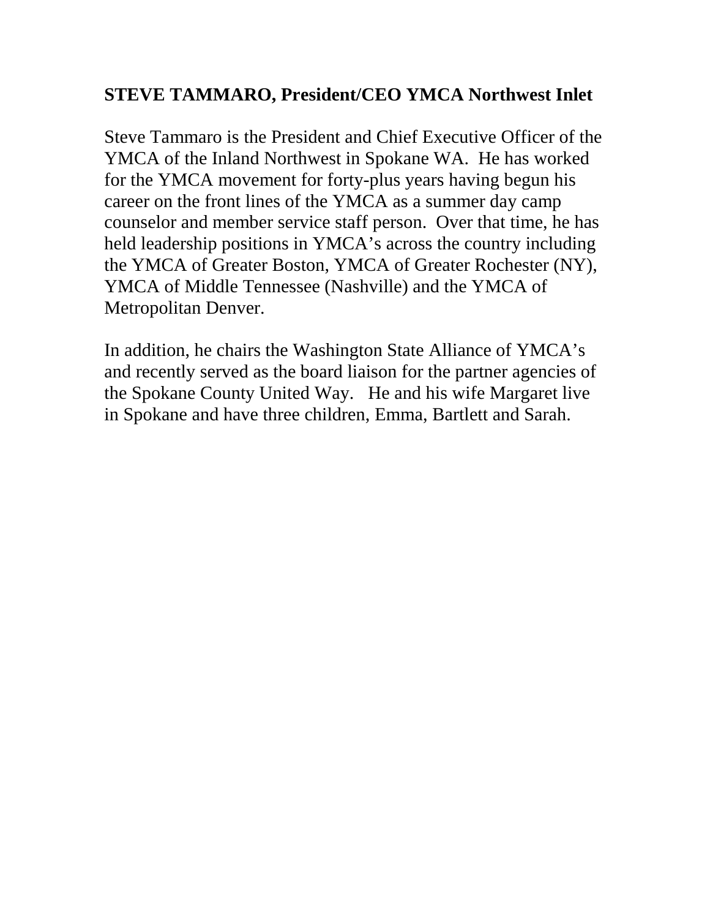**STEVE TAMMARO, President/CEO YMCA Northwest Inlet**

Steve Tammaro is the President and Chief Executive Officer of the YMCA of the Inland Northwest in Spokane WA. He has worked for the YMCA movement for forty-plus years having begun his career on the front lines of the YMCA as a summer day camp counselor and member service staff person. Over that time, he has held leadership positions in YMCA's across the country including the YMCA of Greater Boston, YMCA of Greater Rochester (NY), YMCA of Middle Tennessee (Nashville) and the YMCA of Metropolitan Denver.

In addition, he chairs the Washington State Alliance of YMCA's and recently served as the board liaison for the partner agencies of the Spokane County United Way. He and his wife Margaret live in Spokane and have three children, Emma, Bartlett and Sarah.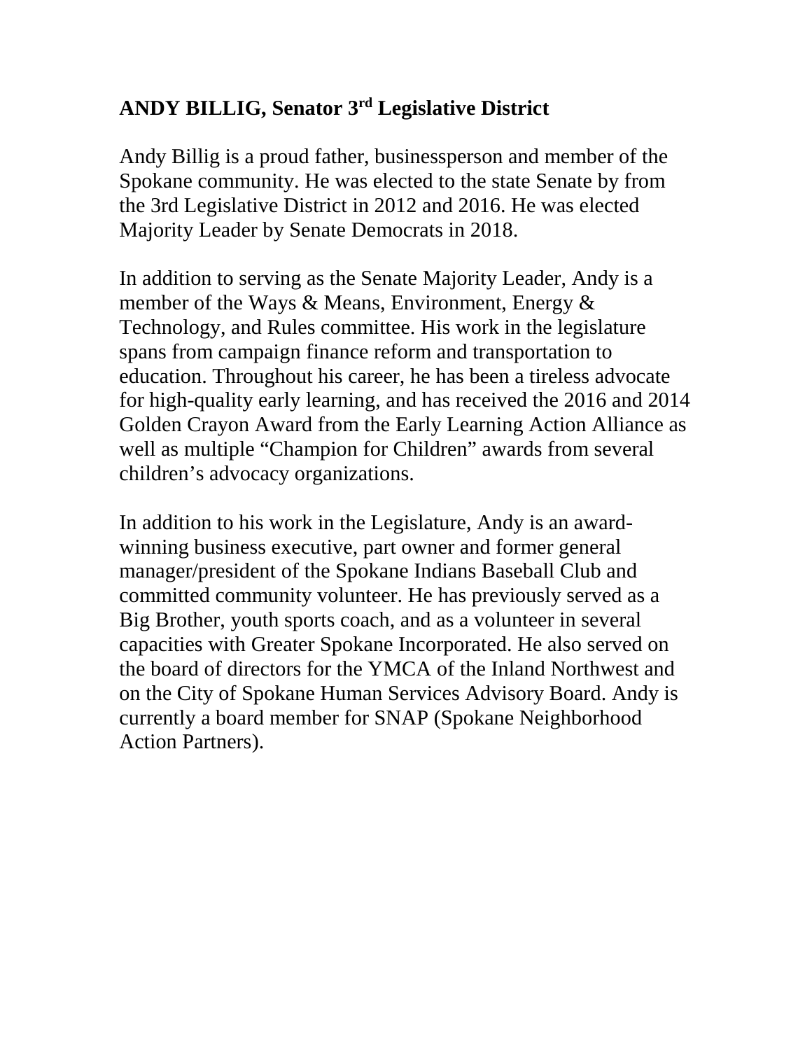**ANDY BILLIG, Senator 3rd Legislative District**

Andy Billig is a proud father, businessperson and member of the Spokane community. He was elected to the state Senate by from the 3rd Legislative District in 2012 and 2016. He was elected Majority Leader by Senate Democrats in 2018.

In addition to serving as the Senate Majority Leader, Andy is a member of the Ways & Means, Environment, Energy & Technology, and Rules committee. His work in the legislature spans from campaign finance reform and transportation to education. Throughout his career, he has been a tireless advocate for high-quality early learning, and has received the 2016 and 2014 Golden Crayon Award from the Early Learning Action Alliance as well as multiple "Champion for Children" awards from several children's advocacy organizations.

In addition to his work in the Legislature, Andy is an award-winning business executive, part owner and former general manager/president of the Spokane Indians Baseball Club and committed community volunteer. He has previously served as a Big Brother, youth sports coach, and as a volunteer in several capacities with Greater Spokane Incorporated. He also served on the board of directors for the YMCA of the Inland Northwest and on the City of Spokane Human Services Advisory Board. Andy is currently a board member for SNAP (Spokane Neighborhood Action Partners).